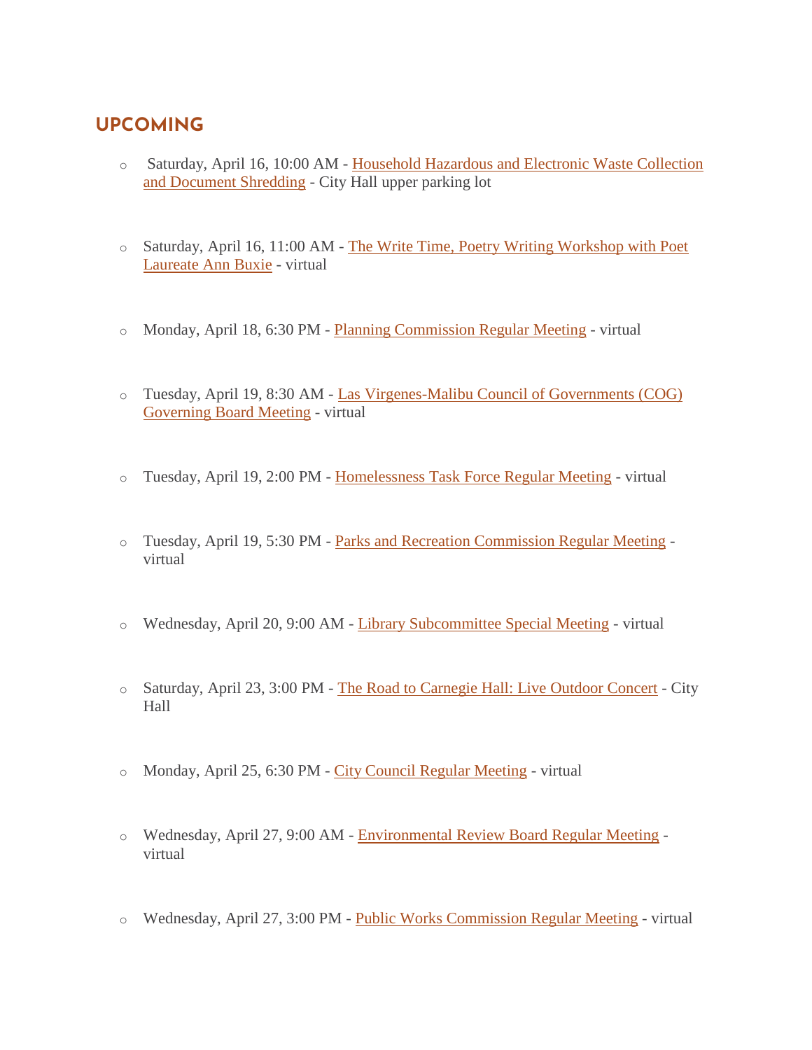## UPCOMING

- Saturday, April 16, 10:00 AM - Household Hazardous and Electronic Waste Collection and Document Shredding - City Hall upper parking lot
- Saturday, April 16, 11:00 AM - The Write Time, Poetry Writing Workshop with Poet Laureate Ann Buxie - virtual
- Monday, April 18, 6:30 PM - Planning Commission Regular Meeting - virtual
- Tuesday, April 19, 8:30 AM - Las Virgenes-Malibu Council of Governments (COG) Governing Board Meeting - virtual
- Tuesday, April 19, 2:00 PM - Homelessness Task Force Regular Meeting - virtual
- Tuesday, April 19, 5:30 PM - Parks and Recreation Commission Regular Meeting - virtual
- Wednesday, April 20, 9:00 AM - Library Subcommittee Special Meeting - virtual
- Saturday, April 23, 3:00 PM - The Road to Carnegie Hall: Live Outdoor Concert - City Hall
- Monday, April 25, 6:30 PM - City Council Regular Meeting - virtual
- Wednesday, April 27, 9:00 AM - Environmental Review Board Regular Meeting - virtual
- Wednesday, April 27, 3:00 PM - Public Works Commission Regular Meeting - virtual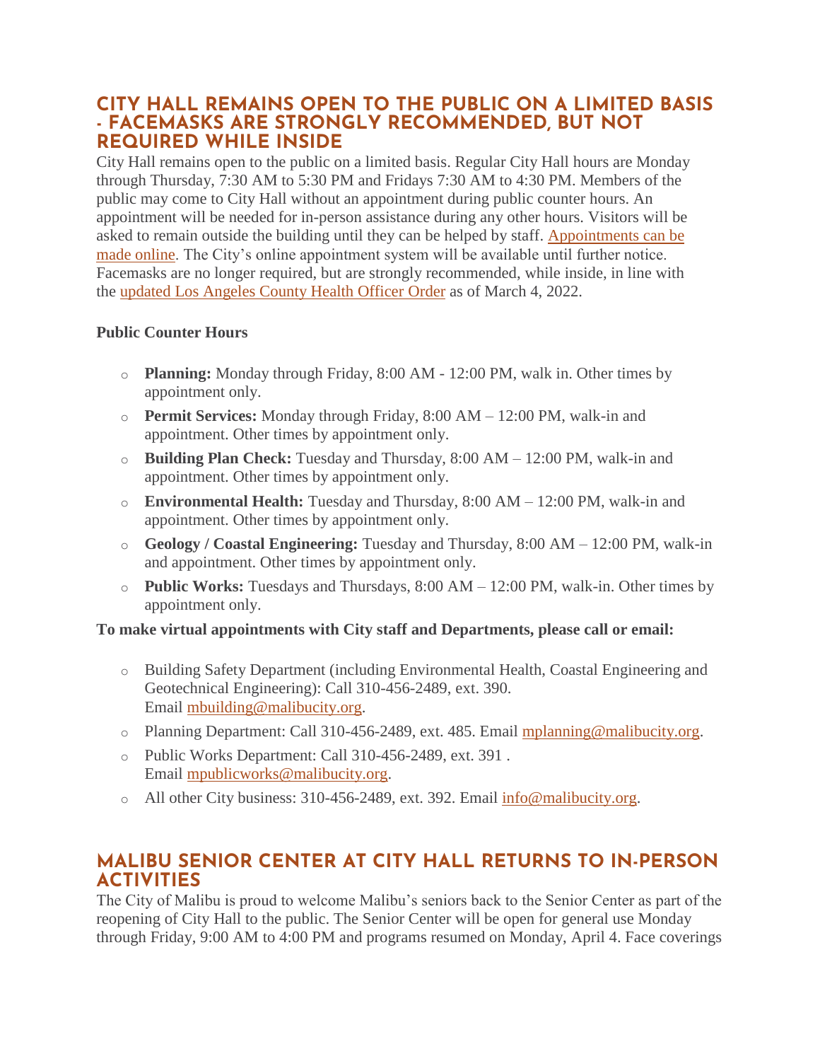## CITY HALL REMAINS OPEN TO THE PUBLIC ON A LIMITED BASIS - FACEMASKS ARE STRONGLY RECOMMENDED, BUT NOT REQUIRED WHILE INSIDE

City Hall remains open to the public on a limited basis. Regular City Hall hours are Monday through Thursday, 7:30 AM to 5:30 PM and Fridays 7:30 AM to 4:30 PM. Members of the public may come to City Hall without an appointment during public counter hours. An appointment will be needed for in-person assistance during any other hours. Visitors will be asked to remain outside the building until they can be helped by staff. Appointments can be made online. The City's online appointment system will be available until further notice. Facemasks are no longer required, but are strongly recommended, while inside, in line with the updated Los Angeles County Health Officer Order as of March 4, 2022.

**Public Counter Hours**

- **Planning:** Monday through Friday, 8:00 AM - 12:00 PM, walk in. Other times by appointment only.
- **Permit Services:** Monday through Friday, 8:00 AM – 12:00 PM, walk-in and appointment. Other times by appointment only.
- **Building Plan Check:** Tuesday and Thursday, 8:00 AM – 12:00 PM, walk-in and appointment. Other times by appointment only.
- **Environmental Health:** Tuesday and Thursday, 8:00 AM – 12:00 PM, walk-in and appointment. Other times by appointment only.
- **Geology / Coastal Engineering:** Tuesday and Thursday, 8:00 AM – 12:00 PM, walk-in and appointment. Other times by appointment only.
- **Public Works:** Tuesdays and Thursdays, 8:00 AM – 12:00 PM, walk-in. Other times by appointment only.

**To make virtual appointments with City staff and Departments, please call or email:**

- Building Safety Department (including Environmental Health, Coastal Engineering and Geotechnical Engineering): Call 310-456-2489, ext. 390. Email mbuilding@malibucity.org.
- Planning Department: Call 310-456-2489, ext. 485. Email mplanning@malibucity.org.
- Public Works Department: Call 310-456-2489, ext. 391 . Email mpublicworks@malibucity.org.
- All other City business: 310-456-2489, ext. 392. Email info@malibucity.org.

## MALIBU SENIOR CENTER AT CITY HALL RETURNS TO IN-PERSON ACTIVITIES

The City of Malibu is proud to welcome Malibu's seniors back to the Senior Center as part of the reopening of City Hall to the public. The Senior Center will be open for general use Monday through Friday, 9:00 AM to 4:00 PM and programs resumed on Monday, April 4. Face coverings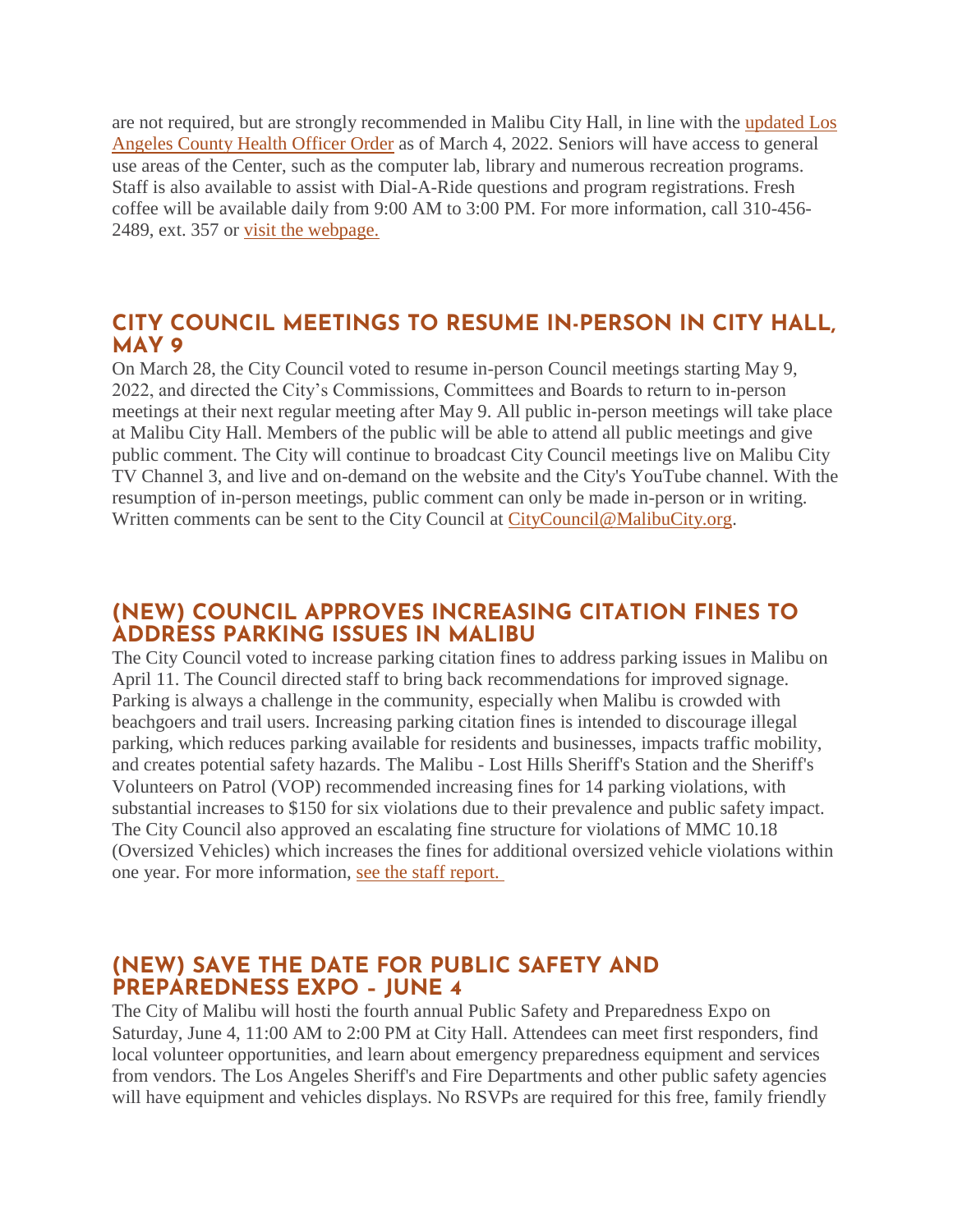are not required, but are strongly recommended in Malibu City Hall, in line with the updated Los Angeles County Health Officer Order as of March 4, 2022. Seniors will have access to general use areas of the Center, such as the computer lab, library and numerous recreation programs. Staff is also available to assist with Dial-A-Ride questions and program registrations. Fresh coffee will be available daily from 9:00 AM to 3:00 PM. For more information, call 310-456-2489, ext. 357 or visit the webpage.

## CITY COUNCIL MEETINGS TO RESUME IN-PERSON IN CITY HALL, MAY 9

On March 28, the City Council voted to resume in-person Council meetings starting May 9, 2022, and directed the City's Commissions, Committees and Boards to return to in-person meetings at their next regular meeting after May 9. All public in-person meetings will take place at Malibu City Hall. Members of the public will be able to attend all public meetings and give public comment. The City will continue to broadcast City Council meetings live on Malibu City TV Channel 3, and live and on-demand on the website and the City's YouTube channel. With the resumption of in-person meetings, public comment can only be made in-person or in writing. Written comments can be sent to the City Council at CityCouncil@MalibuCity.org.

## (NEW) COUNCIL APPROVES INCREASING CITATION FINES TO ADDRESS PARKING ISSUES IN MALIBU

The City Council voted to increase parking citation fines to address parking issues in Malibu on April 11. The Council directed staff to bring back recommendations for improved signage. Parking is always a challenge in the community, especially when Malibu is crowded with beachgoers and trail users. Increasing parking citation fines is intended to discourage illegal parking, which reduces parking available for residents and businesses, impacts traffic mobility, and creates potential safety hazards. The Malibu - Lost Hills Sheriff's Station and the Sheriff's Volunteers on Patrol (VOP) recommended increasing fines for 14 parking violations, with substantial increases to $150 for six violations due to their prevalence and public safety impact. The City Council also approved an escalating fine structure for violations of MMC 10.18 (Oversized Vehicles) which increases the fines for additional oversized vehicle violations within one year. For more information, see the staff report.

## (NEW) SAVE THE DATE FOR PUBLIC SAFETY AND PREPAREDNESS EXPO - JUNE 4

The City of Malibu will hosti the fourth annual Public Safety and Preparedness Expo on Saturday, June 4, 11:00 AM to 2:00 PM at City Hall. Attendees can meet first responders, find local volunteer opportunities, and learn about emergency preparedness equipment and services from vendors. The Los Angeles Sheriff's and Fire Departments and other public safety agencies will have equipment and vehicles displays. No RSVPs are required for this free, family friendly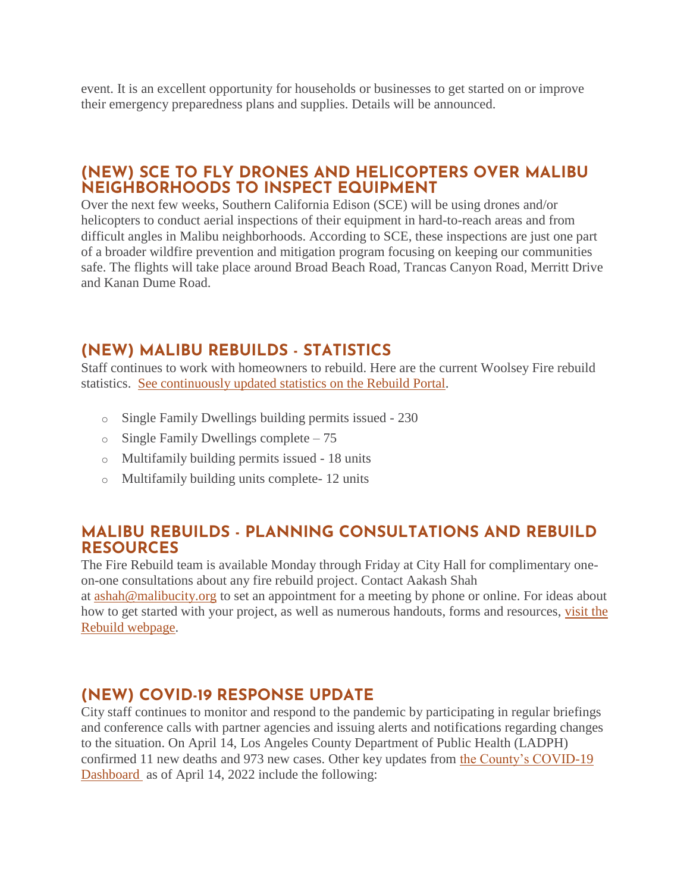event. It is an excellent opportunity for households or businesses to get started on or improve their emergency preparedness plans and supplies. Details will be announced.

## (NEW) SCE TO FLY DRONES AND HELICOPTERS OVER MALIBU NEIGHBORHOODS TO INSPECT EQUIPMENT

Over the next few weeks, Southern California Edison (SCE) will be using drones and/or helicopters to conduct aerial inspections of their equipment in hard-to-reach areas and from difficult angles in Malibu neighborhoods. According to SCE, these inspections are just one part of a broader wildfire prevention and mitigation program focusing on keeping our communities safe. The flights will take place around Broad Beach Road, Trancas Canyon Road, Merritt Drive and Kanan Dume Road.

## (NEW) MALIBU REBUILDS - STATISTICS

Staff continues to work with homeowners to rebuild. Here are the current Woolsey Fire rebuild statistics. See continuously updated statistics on the Rebuild Portal.

- Single Family Dwellings building permits issued - 230
- Single Family Dwellings complete – 75
- Multifamily building permits issued - 18 units
- Multifamily building units complete- 12 units

## MALIBU REBUILDS - PLANNING CONSULTATIONS AND REBUILD RESOURCES

The Fire Rebuild team is available Monday through Friday at City Hall for complimentary one-on-one consultations about any fire rebuild project. Contact Aakash Shah at ashah@malibucity.org to set an appointment for a meeting by phone or online. For ideas about how to get started with your project, as well as numerous handouts, forms and resources, visit the Rebuild webpage.

## (NEW) COVID-19 RESPONSE UPDATE

City staff continues to monitor and respond to the pandemic by participating in regular briefings and conference calls with partner agencies and issuing alerts and notifications regarding changes to the situation. On April 14, Los Angeles County Department of Public Health (LADPH) confirmed 11 new deaths and 973 new cases. Other key updates from the County's COVID-19 Dashboard as of April 14, 2022 include the following: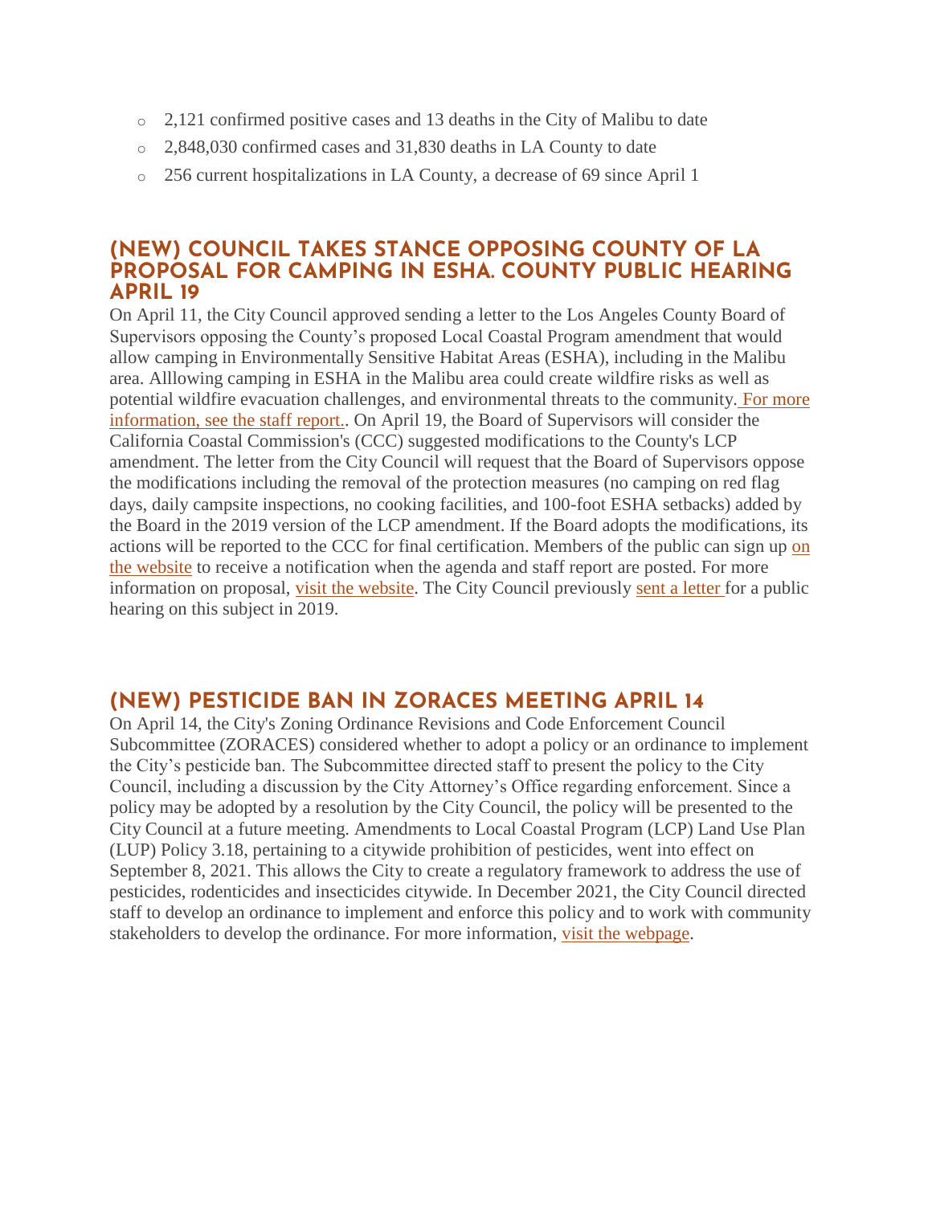- 2,121 confirmed positive cases and 13 deaths in the City of Malibu to date
- 2,848,030 confirmed cases and 31,830 deaths in LA County to date
- 256 current hospitalizations in LA County, a decrease of 69 since April 1

## (NEW) COUNCIL TAKES STANCE OPPOSING COUNTY OF LA PROPOSAL FOR CAMPING IN ESHA. COUNTY PUBLIC HEARING APRIL 19

On April 11, the City Council approved sending a letter to the Los Angeles County Board of Supervisors opposing the County's proposed Local Coastal Program amendment that would allow camping in Environmentally Sensitive Habitat Areas (ESHA), including in the Malibu area. Alllowing camping in ESHA in the Malibu area could create wildfire risks as well as potential wildfire evacuation challenges, and environmental threats to the community. For more information, see the staff report.. On April 19, the Board of Supervisors will consider the California Coastal Commission's (CCC) suggested modifications to the County's LCP amendment. The letter from the City Council will request that the Board of Supervisors oppose the modifications including the removal of the protection measures (no camping on red flag days, daily campsite inspections, no cooking facilities, and 100-foot ESHA setbacks) added by the Board in the 2019 version of the LCP amendment. If the Board adopts the modifications, its actions will be reported to the CCC for final certification. Members of the public can sign up on the website to receive a notification when the agenda and staff report are posted. For more information on proposal, visit the website. The City Council previously sent a letter for a public hearing on this subject in 2019.

## (NEW) PESTICIDE BAN IN ZORACES MEETING APRIL 14

On April 14, the City's Zoning Ordinance Revisions and Code Enforcement Council Subcommittee (ZORACES) considered whether to adopt a policy or an ordinance to implement the City's pesticide ban. The Subcommittee directed staff to present the policy to the City Council, including a discussion by the City Attorney's Office regarding enforcement. Since a policy may be adopted by a resolution by the City Council, the policy will be presented to the City Council at a future meeting. Amendments to Local Coastal Program (LCP) Land Use Plan (LUP) Policy 3.18, pertaining to a citywide prohibition of pesticides, went into effect on September 8, 2021. This allows the City to create a regulatory framework to address the use of pesticides, rodenticides and insecticides citywide. In December 2021, the City Council directed staff to develop an ordinance to implement and enforce this policy and to work with community stakeholders to develop the ordinance. For more information, visit the webpage.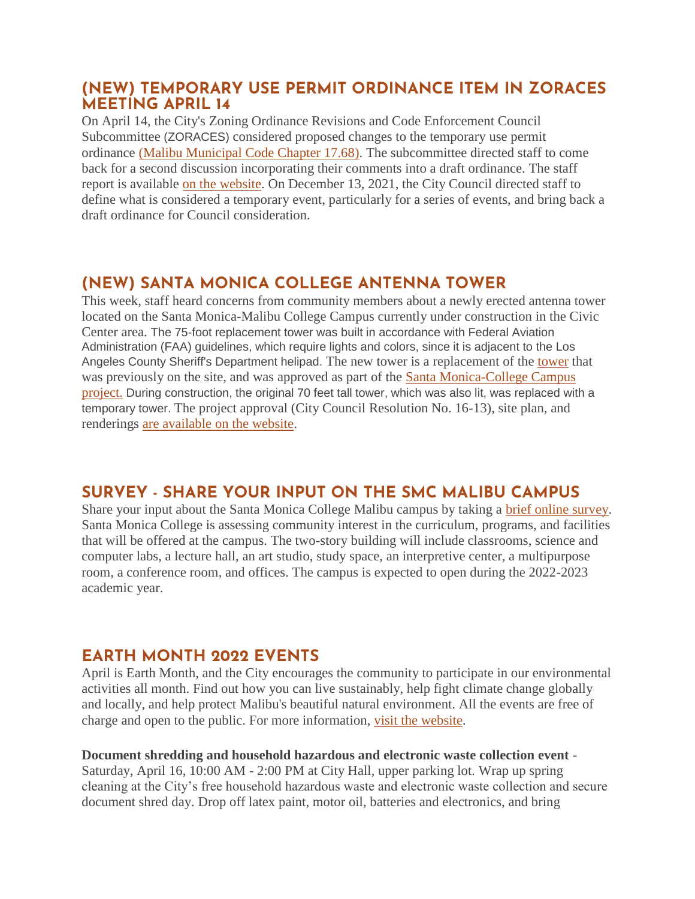## (NEW) TEMPORARY USE PERMIT ORDINANCE ITEM IN ZORACES MEETING APRIL 14

On April 14, the City's Zoning Ordinance Revisions and Code Enforcement Council Subcommittee (ZORACES) considered proposed changes to the temporary use permit ordinance (Malibu Municipal Code Chapter 17.68). The subcommittee directed staff to come back for a second discussion incorporating their comments into a draft ordinance. The staff report is available on the website. On December 13, 2021, the City Council directed staff to define what is considered a temporary event, particularly for a series of events, and bring back a draft ordinance for Council consideration.

## (NEW) SANTA MONICA COLLEGE ANTENNA TOWER

This week, staff heard concerns from community members about a newly erected antenna tower located on the Santa Monica-Malibu College Campus currently under construction in the Civic Center area. The 75-foot replacement tower was built in accordance with Federal Aviation Administration (FAA) guidelines, which require lights and colors, since it is adjacent to the Los Angeles County Sheriff's Department helipad. The new tower is a replacement of the tower that was previously on the site, and was approved as part of the Santa Monica-College Campus project. During construction, the original 70 feet tall tower, which was also lit, was replaced with a temporary tower. The project approval (City Council Resolution No. 16-13), site plan, and renderings are available on the website.

## SURVEY - SHARE YOUR INPUT ON THE SMC MALIBU CAMPUS

Share your input about the Santa Monica College Malibu campus by taking a brief online survey. Santa Monica College is assessing community interest in the curriculum, programs, and facilities that will be offered at the campus. The two-story building will include classrooms, science and computer labs, a lecture hall, an art studio, study space, an interpretive center, a multipurpose room, a conference room, and offices. The campus is expected to open during the 2022-2023 academic year.

## EARTH MONTH 2022 EVENTS

April is Earth Month, and the City encourages the community to participate in our environmental activities all month. Find out how you can live sustainably, help fight climate change globally and locally, and help protect Malibu's beautiful natural environment. All the events are free of charge and open to the public. For more information, visit the website.

**Document shredding and household hazardous and electronic waste collection event** - Saturday, April 16, 10:00 AM - 2:00 PM at City Hall, upper parking lot. Wrap up spring cleaning at the City's free household hazardous waste and electronic waste collection and secure document shred day. Drop off latex paint, motor oil, batteries and electronics, and bring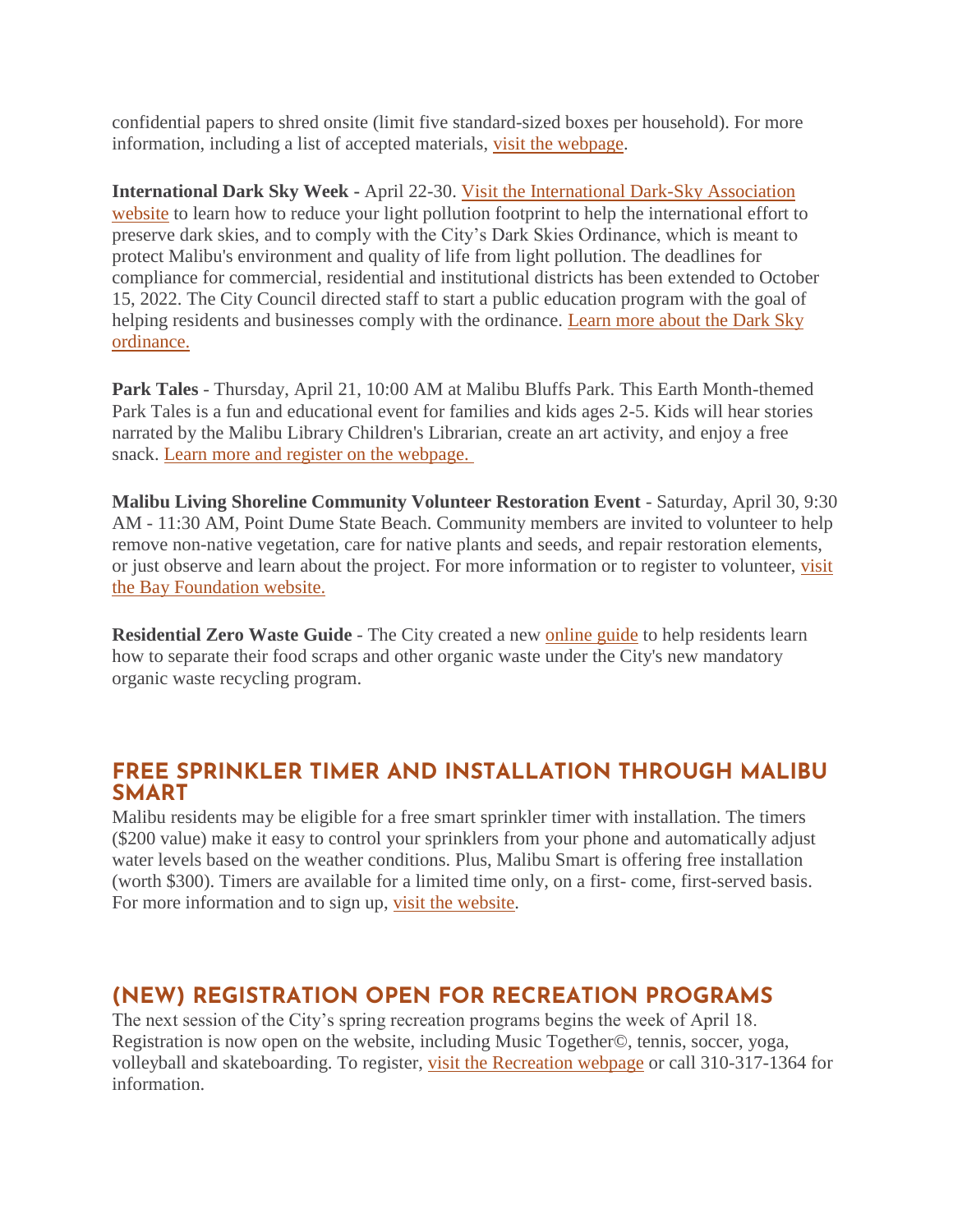confidential papers to shred onsite (limit five standard-sized boxes per household). For more information, including a list of accepted materials, visit the webpage.

**International Dark Sky Week** - April 22-30. Visit the International Dark-Sky Association website to learn how to reduce your light pollution footprint to help the international effort to preserve dark skies, and to comply with the City's Dark Skies Ordinance, which is meant to protect Malibu's environment and quality of life from light pollution. The deadlines for compliance for commercial, residential and institutional districts has been extended to October 15, 2022. The City Council directed staff to start a public education program with the goal of helping residents and businesses comply with the ordinance. Learn more about the Dark Sky ordinance.

**Park Tales** - Thursday, April 21, 10:00 AM at Malibu Bluffs Park. This Earth Month-themed Park Tales is a fun and educational event for families and kids ages 2-5. Kids will hear stories narrated by the Malibu Library Children's Librarian, create an art activity, and enjoy a free snack. Learn more and register on the webpage.

**Malibu Living Shoreline Community Volunteer Restoration Event** - Saturday, April 30, 9:30 AM - 11:30 AM, Point Dume State Beach. Community members are invited to volunteer to help remove non-native vegetation, care for native plants and seeds, and repair restoration elements, or just observe and learn about the project. For more information or to register to volunteer, visit the Bay Foundation website.

**Residential Zero Waste Guide** - The City created a new online guide to help residents learn how to separate their food scraps and other organic waste under the City's new mandatory organic waste recycling program.

## FREE SPRINKLER TIMER AND INSTALLATION THROUGH MALIBU SMART

Malibu residents may be eligible for a free smart sprinkler timer with installation. The timers ($200 value) make it easy to control your sprinklers from your phone and automatically adjust water levels based on the weather conditions. Plus, Malibu Smart is offering free installation (worth $300). Timers are available for a limited time only, on a first- come, first-served basis. For more information and to sign up, visit the website.

## (NEW) REGISTRATION OPEN FOR RECREATION PROGRAMS

The next session of the City's spring recreation programs begins the week of April 18. Registration is now open on the website, including Music Together©, tennis, soccer, yoga, volleyball and skateboarding. To register, visit the Recreation webpage or call 310-317-1364 for information.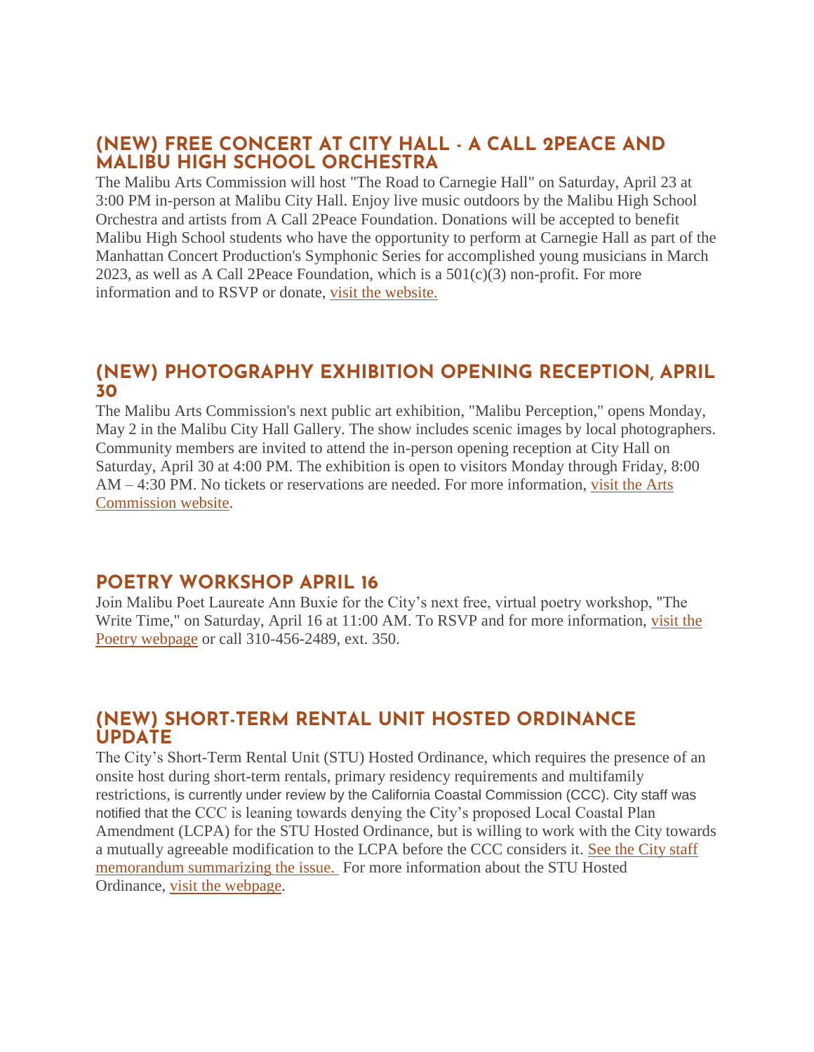## (NEW) FREE CONCERT AT CITY HALL - A CALL 2PEACE AND MALIBU HIGH SCHOOL ORCHESTRA

The Malibu Arts Commission will host "The Road to Carnegie Hall" on Saturday, April 23 at 3:00 PM in-person at Malibu City Hall. Enjoy live music outdoors by the Malibu High School Orchestra and artists from A Call 2Peace Foundation. Donations will be accepted to benefit Malibu High School students who have the opportunity to perform at Carnegie Hall as part of the Manhattan Concert Production's Symphonic Series for accomplished young musicians in March 2023, as well as A Call 2Peace Foundation, which is a 501(c)(3) non-profit. For more information and to RSVP or donate, visit the website.

## (NEW) PHOTOGRAPHY EXHIBITION OPENING RECEPTION, APRIL 30

The Malibu Arts Commission's next public art exhibition, "Malibu Perception," opens Monday, May 2 in the Malibu City Hall Gallery. The show includes scenic images by local photographers. Community members are invited to attend the in-person opening reception at City Hall on Saturday, April 30 at 4:00 PM. The exhibition is open to visitors Monday through Friday, 8:00 AM – 4:30 PM. No tickets or reservations are needed. For more information, visit the Arts Commission website.

## POETRY WORKSHOP APRIL 16

Join Malibu Poet Laureate Ann Buxie for the City's next free, virtual poetry workshop, "The Write Time," on Saturday, April 16 at 11:00 AM. To RSVP and for more information, visit the Poetry webpage or call 310-456-2489, ext. 350.

## (NEW) SHORT-TERM RENTAL UNIT HOSTED ORDINANCE UPDATE

The City's Short-Term Rental Unit (STU) Hosted Ordinance, which requires the presence of an onsite host during short-term rentals, primary residency requirements and multifamily restrictions, is currently under review by the California Coastal Commission (CCC). City staff was notified that the CCC is leaning towards denying the City's proposed Local Coastal Plan Amendment (LCPA) for the STU Hosted Ordinance, but is willing to work with the City towards a mutually agreeable modification to the LCPA before the CCC considers it. See the City staff memorandum summarizing the issue. For more information about the STU Hosted Ordinance, visit the webpage.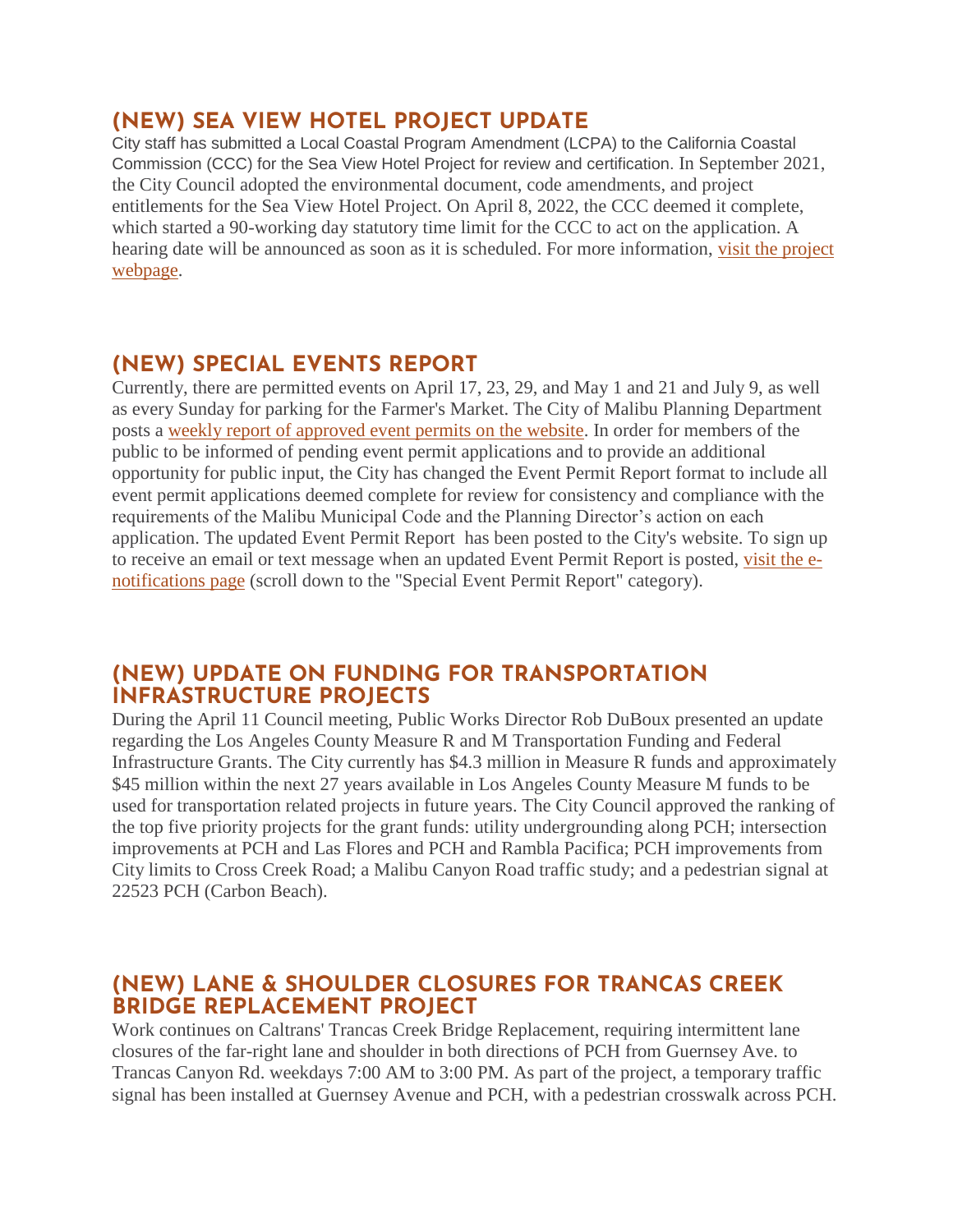## (NEW) SEA VIEW HOTEL PROJECT UPDATE

City staff has submitted a Local Coastal Program Amendment (LCPA) to the California Coastal Commission (CCC) for the Sea View Hotel Project for review and certification. In September 2021, the City Council adopted the environmental document, code amendments, and project entitlements for the Sea View Hotel Project. On April 8, 2022, the CCC deemed it complete, which started a 90-working day statutory time limit for the CCC to act on the application. A hearing date will be announced as soon as it is scheduled. For more information, visit the project webpage.

## (NEW) SPECIAL EVENTS REPORT

Currently, there are permitted events on April 17, 23, 29, and May 1 and 21 and July 9, as well as every Sunday for parking for the Farmer's Market. The City of Malibu Planning Department posts a weekly report of approved event permits on the website. In order for members of the public to be informed of pending event permit applications and to provide an additional opportunity for public input, the City has changed the Event Permit Report format to include all event permit applications deemed complete for review for consistency and compliance with the requirements of the Malibu Municipal Code and the Planning Director's action on each application. The updated Event Permit Report has been posted to the City's website. To sign up to receive an email or text message when an updated Event Permit Report is posted, visit the e-notifications page (scroll down to the "Special Event Permit Report" category).

## (NEW) UPDATE ON FUNDING FOR TRANSPORTATION INFRASTRUCTURE PROJECTS

During the April 11 Council meeting, Public Works Director Rob DuBoux presented an update regarding the Los Angeles County Measure R and M Transportation Funding and Federal Infrastructure Grants. The City currently has $4.3 million in Measure R funds and approximately $45 million within the next 27 years available in Los Angeles County Measure M funds to be used for transportation related projects in future years. The City Council approved the ranking of the top five priority projects for the grant funds: utility undergrounding along PCH; intersection improvements at PCH and Las Flores and PCH and Rambla Pacifica; PCH improvements from City limits to Cross Creek Road; a Malibu Canyon Road traffic study; and a pedestrian signal at 22523 PCH (Carbon Beach).

## (NEW) LANE & SHOULDER CLOSURES FOR TRANCAS CREEK BRIDGE REPLACEMENT PROJECT

Work continues on Caltrans' Trancas Creek Bridge Replacement, requiring intermittent lane closures of the far-right lane and shoulder in both directions of PCH from Guernsey Ave. to Trancas Canyon Rd. weekdays 7:00 AM to 3:00 PM. As part of the project, a temporary traffic signal has been installed at Guernsey Avenue and PCH, with a pedestrian crosswalk across PCH.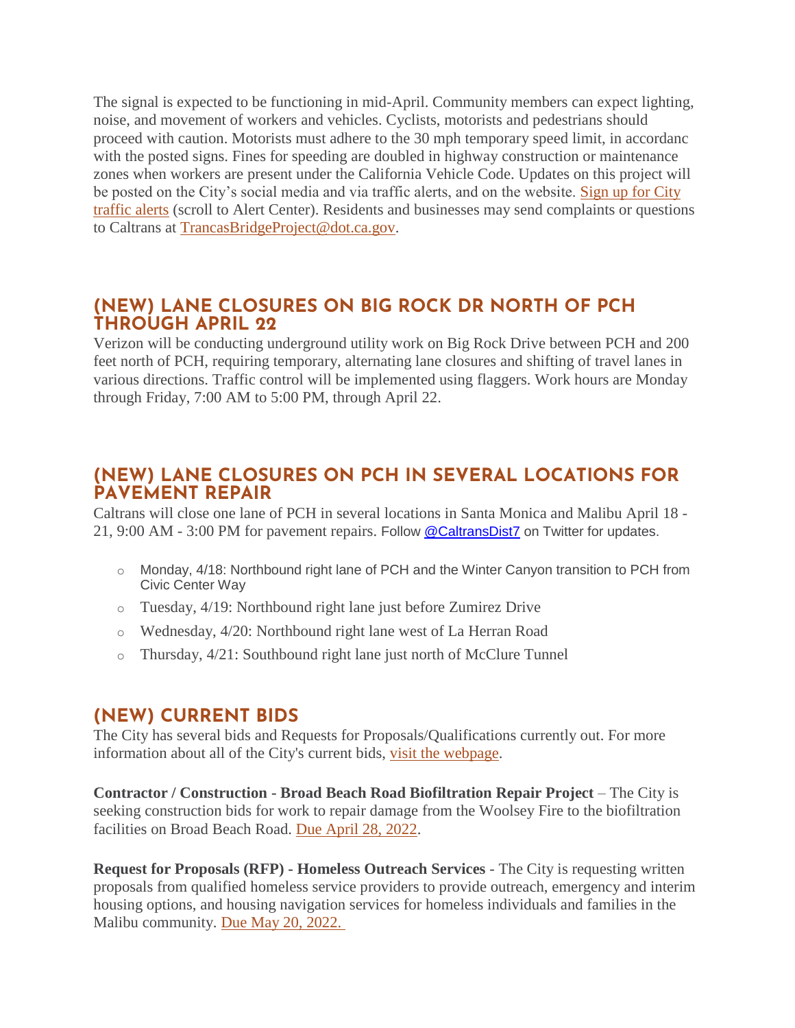The signal is expected to be functioning in mid-April. Community members can expect lighting, noise, and movement of workers and vehicles. Cyclists, motorists and pedestrians should proceed with caution. Motorists must adhere to the 30 mph temporary speed limit, in accordanc with the posted signs. Fines for speeding are doubled in highway construction or maintenance zones when workers are present under the California Vehicle Code. Updates on this project will be posted on the City's social media and via traffic alerts, and on the website. Sign up for City traffic alerts (scroll to Alert Center). Residents and businesses may send complaints or questions to Caltrans at TrancasBridgeProject@dot.ca.gov.

## (NEW) LANE CLOSURES ON BIG ROCK DR NORTH OF PCH THROUGH APRIL 22

Verizon will be conducting underground utility work on Big Rock Drive between PCH and 200 feet north of PCH, requiring temporary, alternating lane closures and shifting of travel lanes in various directions. Traffic control will be implemented using flaggers. Work hours are Monday through Friday, 7:00 AM to 5:00 PM, through April 22.

## (NEW) LANE CLOSURES ON PCH IN SEVERAL LOCATIONS FOR PAVEMENT REPAIR

Caltrans will close one lane of PCH in several locations in Santa Monica and Malibu April 18 - 21, 9:00 AM - 3:00 PM for pavement repairs. Follow @CaltransDist7 on Twitter for updates.

- Monday, 4/18: Northbound right lane of PCH and the Winter Canyon transition to PCH from Civic Center Way
- Tuesday, 4/19: Northbound right lane just before Zumirez Drive
- Wednesday, 4/20: Northbound right lane west of La Herran Road
- Thursday, 4/21: Southbound right lane just north of McClure Tunnel

## (NEW) CURRENT BIDS

The City has several bids and Requests for Proposals/Qualifications currently out. For more information about all of the City's current bids, visit the webpage.

**Contractor / Construction - Broad Beach Road Biofiltration Repair Project** – The City is seeking construction bids for work to repair damage from the Woolsey Fire to the biofiltration facilities on Broad Beach Road. Due April 28, 2022.

**Request for Proposals (RFP) - Homeless Outreach Services** - The City is requesting written proposals from qualified homeless service providers to provide outreach, emergency and interim housing options, and housing navigation services for homeless individuals and families in the Malibu community. Due May 20, 2022.